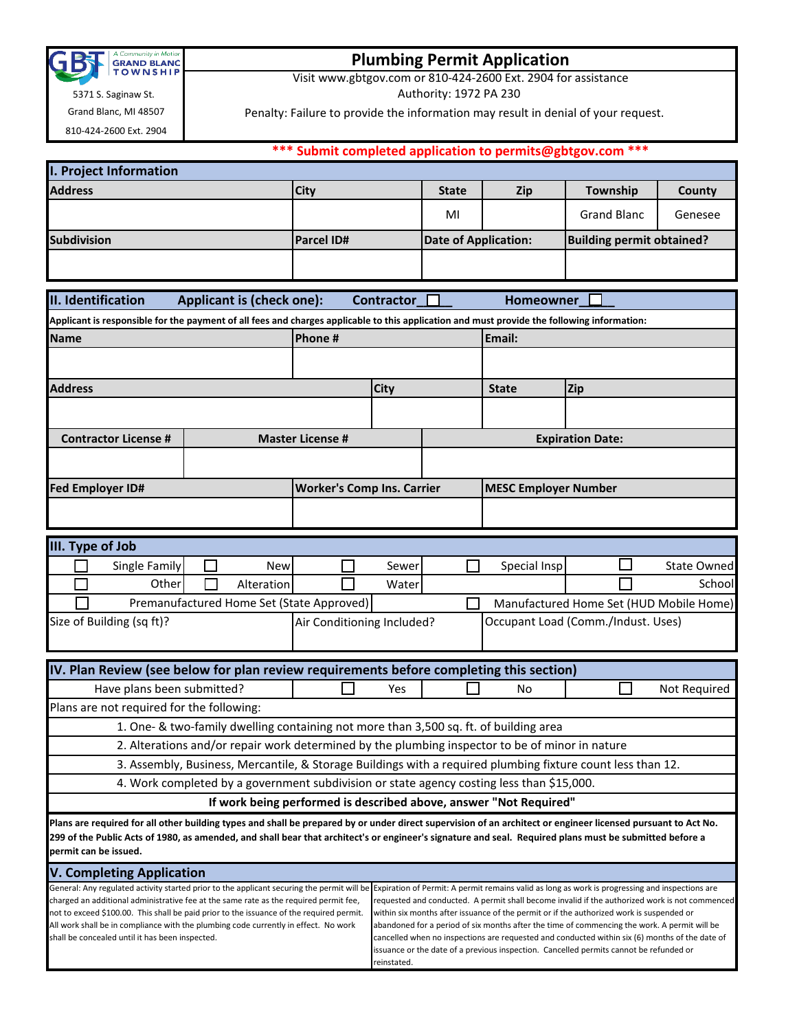GRAND BLANC TOWNSHIP — A Community in Motion

5371 S. Saginaw St.

Grand Blanc, MI 48507

810-424-2600 Ext. 2904

# Plumbing Permit Application

Visit www.gbtgov.com or 810-424-2600 Ext. 2904 for assistance

Authority: 1972 PA 230

Penalty: Failure to provide the information may result in denial of your request.

**\*\*\* Submit completed application to permits@gbtgov.com \*\*\***

## I. Project Information

| Address | City | State | Zip | Township | County |
|---|---|---|---|---|---|
| | | MI | | Grand Blanc | Genesee |

| Subdivision | Parcel ID# | Date of Application: | Building permit obtained? |
|---|---|---|---|
| | | | |

## II. Identification

**Applicant is (check one):** Contractor ☐ Homeowner ☐

**Applicant is responsible for the payment of all fees and charges applicable to this application and must provide the following information:**

| Name | Phone # | Email: |
|---|---|---|
| | | |

| Address | City | State | Zip |
|---|---|---|---|
| | | | |

| Contractor License # | Master License # | Expiration Date: |
|---|---|---|
| | | |

| Fed Employer ID# | Worker's Comp Ins. Carrier | MESC Employer Number |
|---|---|---|
| | | |

## III. Type of Job

| | | | | |
|---|---|---|---|---|
| ☐ Single Family | ☐ New | ☐ Sewer | ☐ Special Insp | ☐ State Owned |
| ☐ Other | ☐ Alteration | ☐ Water | | ☐ School |
| ☐ Premanufactured Home Set (State Approved) | | | ☐ Manufactured Home Set (HUD Mobile Home) | |

| Size of Building (sq ft)? | Air Conditioning Included? | Occupant Load (Comm./Indust. Uses) |
|---|---|---|
| | | |

## IV. Plan Review (see below for plan review requirements before completing this section)

Have plans been submitted? ☐ Yes ☐ No ☐ Not Required

Plans are not required for the following:

1. One- & two-family dwelling containing not more than 3,500 sq. ft. of building area
2. Alterations and/or repair work determined by the plumbing inspector to be of minor in nature
3. Assembly, Business, Mercantile, & Storage Buildings with a required plumbing fixture count less than 12.
4. Work completed by a government subdivision or state agency costing less than $15,000.

**If work being performed is described above, answer "Not Required"**

**Plans are required for all other building types and shall be prepared by or under direct supervision of an architect or engineer licensed pursuant to Act No. 299 of the Public Acts of 1980, as amended, and shall bear that architect's or engineer's signature and seal. Required plans must be submitted before a permit can be issued.**

## V. Completing Application

General: Any regulated activity started prior to the applicant securing the permit will be charged an additional administrative fee at the same rate as the required permit fee, not to exceed $100.00. This shall be paid prior to the issuance of the required permit. All work shall be in compliance with the plumbing code currently in effect. No work shall be concealed until it has been inspected.

Expiration of Permit: A permit remains valid as long as work is progressing and inspections are requested and conducted. A permit shall become invalid if the authorized work is not commenced within six months after issuance of the permit or if the authorized work is suspended or abandoned for a period of six months after the time of commencing the work. A permit will be cancelled when no inspections are requested and conducted within six (6) months of the date of issuance or the date of a previous inspection. Cancelled permits cannot be refunded or reinstated.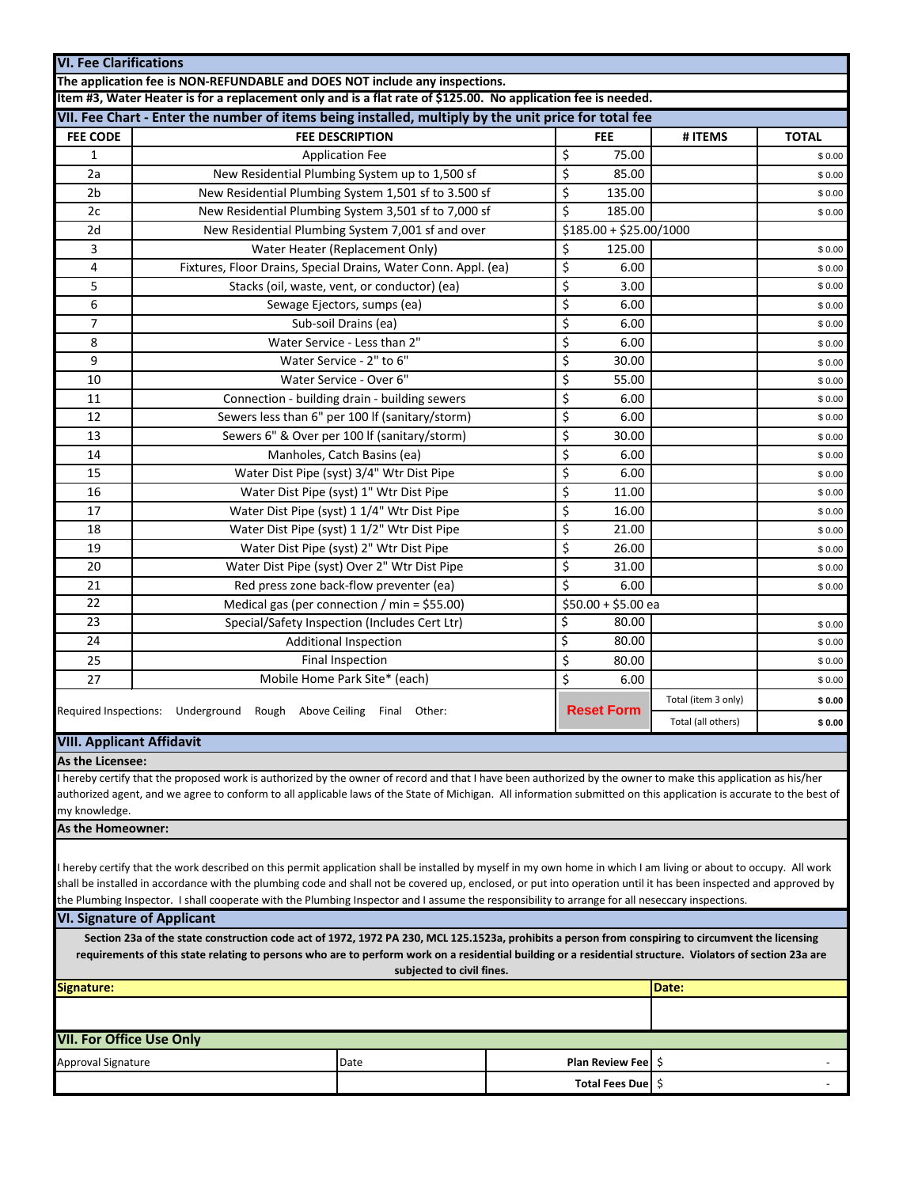## VI. Fee Clarifications

**The application fee is NON-REFUNDABLE and DOES NOT include any inspections.**

**Item #3, Water Heater is for a replacement only and is a flat rate of $125.00. No application fee is needed.**

## VII. Fee Chart - Enter the number of items being installed, multiply by the unit price for total fee

| FEE CODE | FEE DESCRIPTION | FEE | # ITEMS | TOTAL |
|---|---|---|---|---|
| 1 | Application Fee | $ 75.00 | | $ 0.00 |
| 2a | New Residential Plumbing System up to 1,500 sf | $ 85.00 | | $ 0.00 |
| 2b | New Residential Plumbing System 1,501 sf to 3.500 sf | $ 135.00 | | $ 0.00 |
| 2c | New Residential Plumbing System 3,501 sf to 7,000 sf | $ 185.00 | | $ 0.00 |
| 2d | New Residential Plumbing System 7,001 sf and over | $185.00 + $25.00/1000 | | |
| 3 | Water Heater (Replacement Only) | $ 125.00 | | $ 0.00 |
| 4 | Fixtures, Floor Drains, Special Drains, Water Conn. Appl. (ea) | $ 6.00 | | $ 0.00 |
| 5 | Stacks (oil, waste, vent, or conductor) (ea) | $ 3.00 | | $ 0.00 |
| 6 | Sewage Ejectors, sumps (ea) | $ 6.00 | | $ 0.00 |
| 7 | Sub-soil Drains (ea) | $ 6.00 | | $ 0.00 |
| 8 | Water Service - Less than 2" | $ 6.00 | | $ 0.00 |
| 9 | Water Service - 2" to 6" | $ 30.00 | | $ 0.00 |
| 10 | Water Service - Over 6" | $ 55.00 | | $ 0.00 |
| 11 | Connection - building drain - building sewers | $ 6.00 | | $ 0.00 |
| 12 | Sewers less than 6" per 100 lf (sanitary/storm) | $ 6.00 | | $ 0.00 |
| 13 | Sewers 6" & Over per 100 lf (sanitary/storm) | $ 30.00 | | $ 0.00 |
| 14 | Manholes, Catch Basins (ea) | $ 6.00 | | $ 0.00 |
| 15 | Water Dist Pipe (syst) 3/4" Wtr Dist Pipe | $ 6.00 | | $ 0.00 |
| 16 | Water Dist Pipe (syst) 1" Wtr Dist Pipe | $ 11.00 | | $ 0.00 |
| 17 | Water Dist Pipe (syst) 1 1/4" Wtr Dist Pipe | $ 16.00 | | $ 0.00 |
| 18 | Water Dist Pipe (syst) 1 1/2" Wtr Dist Pipe | $ 21.00 | | $ 0.00 |
| 19 | Water Dist Pipe (syst) 2" Wtr Dist Pipe | $ 26.00 | | $ 0.00 |
| 20 | Water Dist Pipe (syst) Over 2" Wtr Dist Pipe | $ 31.00 | | $ 0.00 |
| 21 | Red press zone back-flow preventer (ea) | $ 6.00 | | $ 0.00 |
| 22 | Medical gas (per connection / min = $55.00) | $50.00 + $5.00 ea | | |
| 23 | Special/Safety Inspection (Includes Cert Ltr) | $ 80.00 | | $ 0.00 |
| 24 | Additional Inspection | $ 80.00 | | $ 0.00 |
| 25 | Final Inspection | $ 80.00 | | $ 0.00 |
| 27 | Mobile Home Park Site* (each) | $ 6.00 | | $ 0.00 |
| Required Inspections: Underground Rough Above Ceiling Final Other: | | Reset Form | Total (item 3 only) | **$ 0.00** |
| | | | Total (all others) | **$ 0.00** |

## VIII. Applicant Affidavit

**As the Licensee:**

I hereby certify that the proposed work is authorized by the owner of record and that I have been authorized by the owner to make this application as his/her authorized agent, and we agree to conform to all applicable laws of the State of Michigan. All information submitted on this application is accurate to the best of my knowledge.

**As the Homeowner:**

I hereby certify that the work described on this permit application shall be installed by myself in my own home in which I am living or about to occupy. All work shall be installed in accordance with the plumbing code and shall not be covered up, enclosed, or put into operation until it has been inspected and approved by the Plumbing Inspector. I shall cooperate with the Plumbing Inspector and I assume the responsibility to arrange for all neseccary inspections.

## VI. Signature of Applicant

**Section 23a of the state construction code act of 1972, 1972 PA 230, MCL 125.1523a, prohibits a person from conspiring to circumvent the licensing requirements of this state relating to persons who are to perform work on a residential building or a residential structure. Violators of section 23a are subjected to civil fines.**

| Signature: | Date: |
|---|---|
| | |

## VII. For Office Use Only

| Approval Signature | Date | Plan Review Fee | $ - |
|---|---|---|---|
| | | Total Fees Due | $ - |